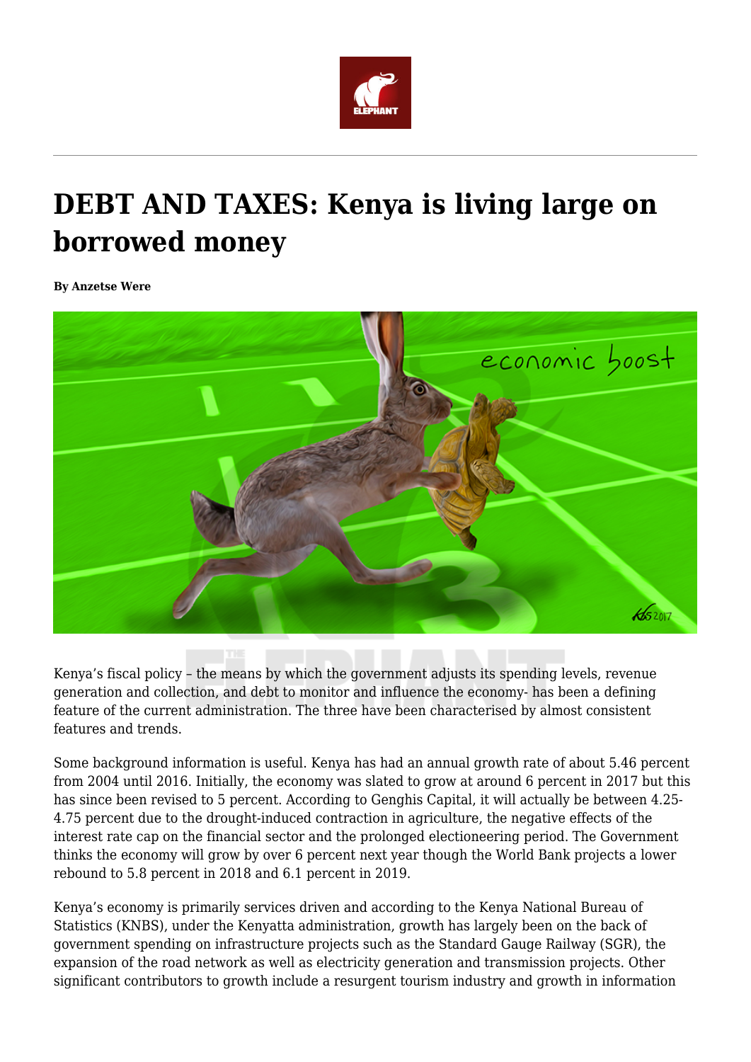# DEBT AND TAXES: Kenya is living large on borrowed money

**By Anzetse Were**

Kenya's fiscal policy – the means by which the government adjusts its spending levels, revenue generation and collection, and debt to monitor and influence the economy- has been a defining feature of the current administration. The three have been characterised by almost consistent features and trends.

Some background information is useful. Kenya has had an annual growth rate of about 5.46 percent from 2004 until 2016. Initially, the economy was slated to grow at around 6 percent in 2017 but this has since been revised to 5 percent. According to Genghis Capital, it will actually be between 4.25-4.75 percent due to the drought-induced contraction in agriculture, the negative effects of the interest rate cap on the financial sector and the prolonged electioneering period. The Government thinks the economy will grow by over 6 percent next year though the World Bank projects a lower rebound to 5.8 percent in 2018 and 6.1 percent in 2019.

Kenya's economy is primarily services driven and according to the Kenya National Bureau of Statistics (KNBS), under the Kenyatta administration, growth has largely been on the back of government spending on infrastructure projects such as the Standard Gauge Railway (SGR), the expansion of the road network as well as electricity generation and transmission projects. Other significant contributors to growth include a resurgent tourism industry and growth in information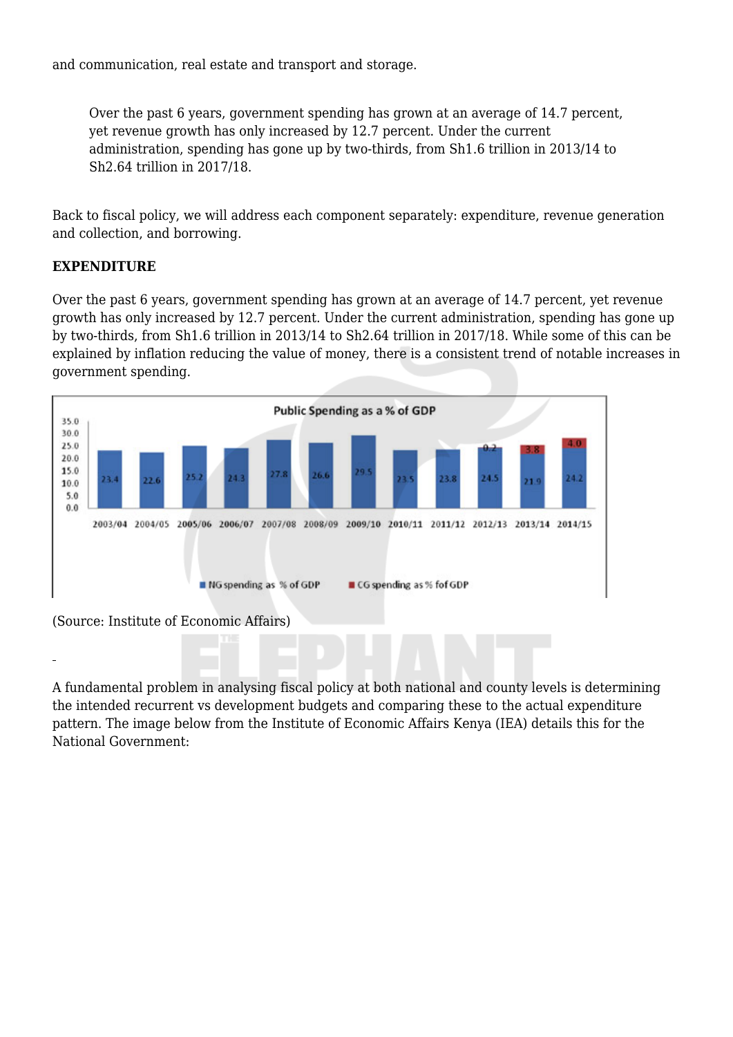and communication, real estate and transport and storage.

> Over the past 6 years, government spending has grown at an average of 14.7 percent, yet revenue growth has only increased by 12.7 percent. Under the current administration, spending has gone up by two-thirds, from Sh1.6 trillion in 2013/14 to Sh2.64 trillion in 2017/18.

Back to fiscal policy, we will address each component separately: expenditure, revenue generation and collection, and borrowing.

**EXPENDITURE**

Over the past 6 years, government spending has grown at an average of 14.7 percent, yet revenue growth has only increased by 12.7 percent. Under the current administration, spending has gone up by two-thirds, from Sh1.6 trillion in 2013/14 to Sh2.64 trillion in 2017/18. While some of this can be explained by inflation reducing the value of money, there is a consistent trend of notable increases in government spending.

**Public Spending as a % of GDP**

| Year | NG spending as % of GDP | CG spending as % of GDP |
|---|---|---|
| 2003/04 | 23.4 | |
| 2004/05 | 22.6 | |
| 2005/06 | 25.2 | |
| 2006/07 | 24.3 | |
| 2007/08 | 27.8 | |
| 2008/09 | 26.6 | |
| 2009/10 | 29.5 | |
| 2010/11 | 23.5 | |
| 2011/12 | 23.8 | |
| 2012/13 | 24.5 | 0.2 |
| 2013/14 | 21.9 | 3.8 |
| 2014/15 | 24.2 | 4.0 |

(Source: Institute of Economic Affairs)

A fundamental problem in analysing fiscal policy at both national and county levels is determining the intended recurrent vs development budgets and comparing these to the actual expenditure pattern. The image below from the Institute of Economic Affairs Kenya (IEA) details this for the National Government: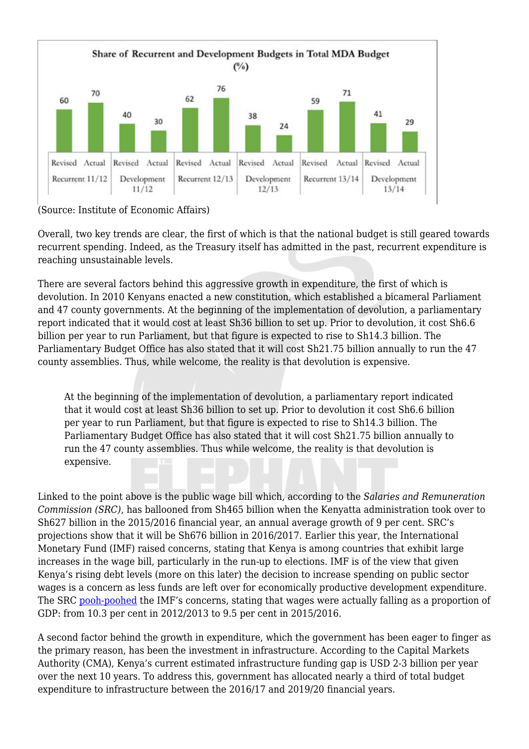**Share of Recurrent and Development Budgets in Total MDA Budget (%)**

| | Revised | Actual |
|---|---|---|
| Recurrent 11/12 | 60 | 70 |
| Development 11/12 | 40 | 30 |
| Recurrent 12/13 | 62 | 76 |
| Development 12/13 | 38 | 24 |
| Recurrent 13/14 | 59 | 71 |
| Development 13/14 | 41 | 29 |

(Source: Institute of Economic Affairs)

Overall, two key trends are clear, the first of which is that the national budget is still geared towards recurrent spending. Indeed, as the Treasury itself has admitted in the past, recurrent expenditure is reaching unsustainable levels.

There are several factors behind this aggressive growth in expenditure, the first of which is devolution. In 2010 Kenyans enacted a new constitution, which established a bicameral Parliament and 47 county governments. At the beginning of the implementation of devolution, a parliamentary report indicated that it would cost at least Sh36 billion to set up. Prior to devolution, it cost Sh6.6 billion per year to run Parliament, but that figure is expected to rise to Sh14.3 billion. The Parliamentary Budget Office has also stated that it will cost Sh21.75 billion annually to run the 47 county assemblies. Thus, while welcome, the reality is that devolution is expensive.

> At the beginning of the implementation of devolution, a parliamentary report indicated that it would cost at least Sh36 billion to set up. Prior to devolution it cost Sh6.6 billion per year to run Parliament, but that figure is expected to rise to Sh14.3 billion. The Parliamentary Budget Office has also stated that it will cost Sh21.75 billion annually to run the 47 county assemblies. Thus while welcome, the reality is that devolution is expensive.

Linked to the point above is the public wage bill which, according to the *Salaries and Remuneration Commission (SRC)*, has ballooned from Sh465 billion when the Kenyatta administration took over to Sh627 billion in the 2015/2016 financial year, an annual average growth of 9 per cent. SRC's projections show that it will be Sh676 billion in 2016/2017. Earlier this year, the International Monetary Fund (IMF) raised concerns, stating that Kenya is among countries that exhibit large increases in the wage bill, particularly in the run-up to elections. IMF is of the view that given Kenya's rising debt levels (more on this later) the decision to increase spending on public sector wages is a concern as less funds are left over for economically productive development expenditure. The SRC pooh-poohed the IMF's concerns, stating that wages were actually falling as a proportion of GDP: from 10.3 per cent in 2012/2013 to 9.5 per cent in 2015/2016.

A second factor behind the growth in expenditure, which the government has been eager to finger as the primary reason, has been the investment in infrastructure. According to the Capital Markets Authority (CMA), Kenya's current estimated infrastructure funding gap is USD 2-3 billion per year over the next 10 years. To address this, government has allocated nearly a third of total budget expenditure to infrastructure between the 2016/17 and 2019/20 financial years.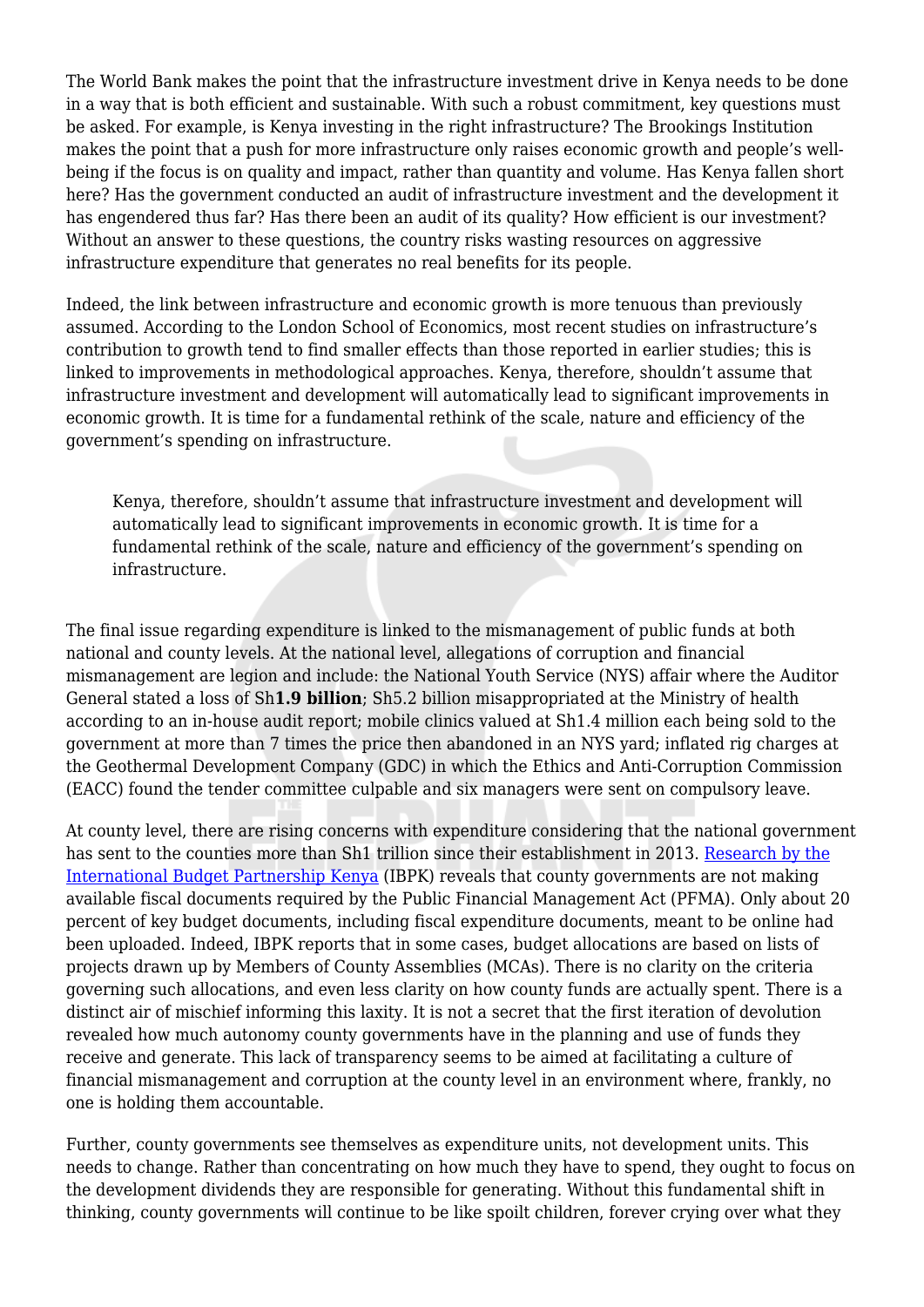The World Bank makes the point that the infrastructure investment drive in Kenya needs to be done in a way that is both efficient and sustainable. With such a robust commitment, key questions must be asked. For example, is Kenya investing in the right infrastructure? The Brookings Institution makes the point that a push for more infrastructure only raises economic growth and people's well-being if the focus is on quality and impact, rather than quantity and volume. Has Kenya fallen short here? Has the government conducted an audit of infrastructure investment and the development it has engendered thus far? Has there been an audit of its quality? How efficient is our investment? Without an answer to these questions, the country risks wasting resources on aggressive infrastructure expenditure that generates no real benefits for its people.

Indeed, the link between infrastructure and economic growth is more tenuous than previously assumed. According to the London School of Economics, most recent studies on infrastructure's contribution to growth tend to find smaller effects than those reported in earlier studies; this is linked to improvements in methodological approaches. Kenya, therefore, shouldn't assume that infrastructure investment and development will automatically lead to significant improvements in economic growth. It is time for a fundamental rethink of the scale, nature and efficiency of the government's spending on infrastructure.

> Kenya, therefore, shouldn't assume that infrastructure investment and development will automatically lead to significant improvements in economic growth. It is time for a fundamental rethink of the scale, nature and efficiency of the government's spending on infrastructure.

The final issue regarding expenditure is linked to the mismanagement of public funds at both national and county levels. At the national level, allegations of corruption and financial mismanagement are legion and include: the National Youth Service (NYS) affair where the Auditor General stated a loss of Sh**1.9 billion**; Sh5.2 billion misappropriated at the Ministry of health according to an in-house audit report; mobile clinics valued at Sh1.4 million each being sold to the government at more than 7 times the price then abandoned in an NYS yard; inflated rig charges at the Geothermal Development Company (GDC) in which the Ethics and Anti-Corruption Commission (EACC) found the tender committee culpable and six managers were sent on compulsory leave.

At county level, there are rising concerns with expenditure considering that the national government has sent to the counties more than Sh1 trillion since their establishment in 2013. [Research by the International Budget Partnership Kenya](#) (IBPK) reveals that county governments are not making available fiscal documents required by the Public Financial Management Act (PFMA). Only about 20 percent of key budget documents, including fiscal expenditure documents, meant to be online had been uploaded. Indeed, IBPK reports that in some cases, budget allocations are based on lists of projects drawn up by Members of County Assemblies (MCAs). There is no clarity on the criteria governing such allocations, and even less clarity on how county funds are actually spent. There is a distinct air of mischief informing this laxity. It is not a secret that the first iteration of devolution revealed how much autonomy county governments have in the planning and use of funds they receive and generate. This lack of transparency seems to be aimed at facilitating a culture of financial mismanagement and corruption at the county level in an environment where, frankly, no one is holding them accountable.

Further, county governments see themselves as expenditure units, not development units. This needs to change. Rather than concentrating on how much they have to spend, they ought to focus on the development dividends they are responsible for generating. Without this fundamental shift in thinking, county governments will continue to be like spoilt children, forever crying over what they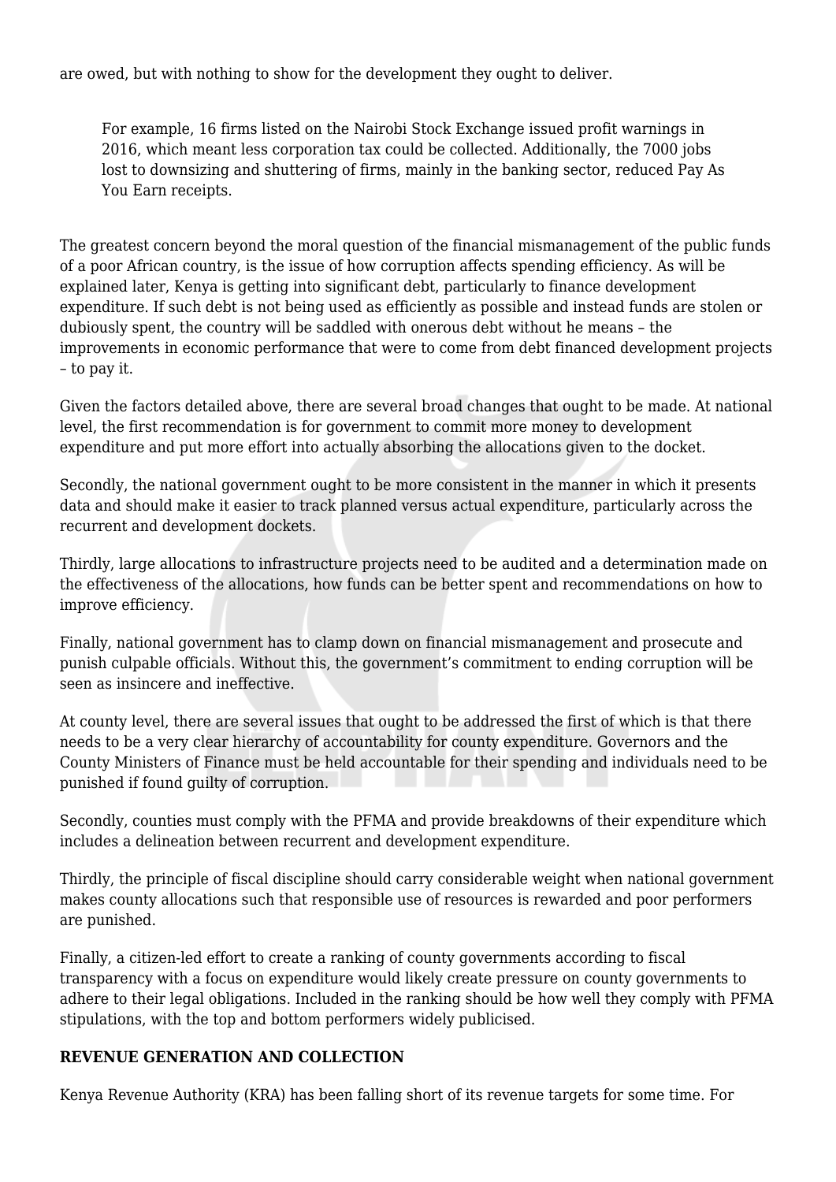are owed, but with nothing to show for the development they ought to deliver.

> For example, 16 firms listed on the Nairobi Stock Exchange issued profit warnings in 2016, which meant less corporation tax could be collected. Additionally, the 7000 jobs lost to downsizing and shuttering of firms, mainly in the banking sector, reduced Pay As You Earn receipts.

The greatest concern beyond the moral question of the financial mismanagement of the public funds of a poor African country, is the issue of how corruption affects spending efficiency. As will be explained later, Kenya is getting into significant debt, particularly to finance development expenditure. If such debt is not being used as efficiently as possible and instead funds are stolen or dubiously spent, the country will be saddled with onerous debt without he means – the improvements in economic performance that were to come from debt financed development projects – to pay it.

Given the factors detailed above, there are several broad changes that ought to be made. At national level, the first recommendation is for government to commit more money to development expenditure and put more effort into actually absorbing the allocations given to the docket.

Secondly, the national government ought to be more consistent in the manner in which it presents data and should make it easier to track planned versus actual expenditure, particularly across the recurrent and development dockets.

Thirdly, large allocations to infrastructure projects need to be audited and a determination made on the effectiveness of the allocations, how funds can be better spent and recommendations on how to improve efficiency.

Finally, national government has to clamp down on financial mismanagement and prosecute and punish culpable officials. Without this, the government's commitment to ending corruption will be seen as insincere and ineffective.

At county level, there are several issues that ought to be addressed the first of which is that there needs to be a very clear hierarchy of accountability for county expenditure. Governors and the County Ministers of Finance must be held accountable for their spending and individuals need to be punished if found guilty of corruption.

Secondly, counties must comply with the PFMA and provide breakdowns of their expenditure which includes a delineation between recurrent and development expenditure.

Thirdly, the principle of fiscal discipline should carry considerable weight when national government makes county allocations such that responsible use of resources is rewarded and poor performers are punished.

Finally, a citizen-led effort to create a ranking of county governments according to fiscal transparency with a focus on expenditure would likely create pressure on county governments to adhere to their legal obligations. Included in the ranking should be how well they comply with PFMA stipulations, with the top and bottom performers widely publicised.

**REVENUE GENERATION AND COLLECTION**

Kenya Revenue Authority (KRA) has been falling short of its revenue targets for some time. For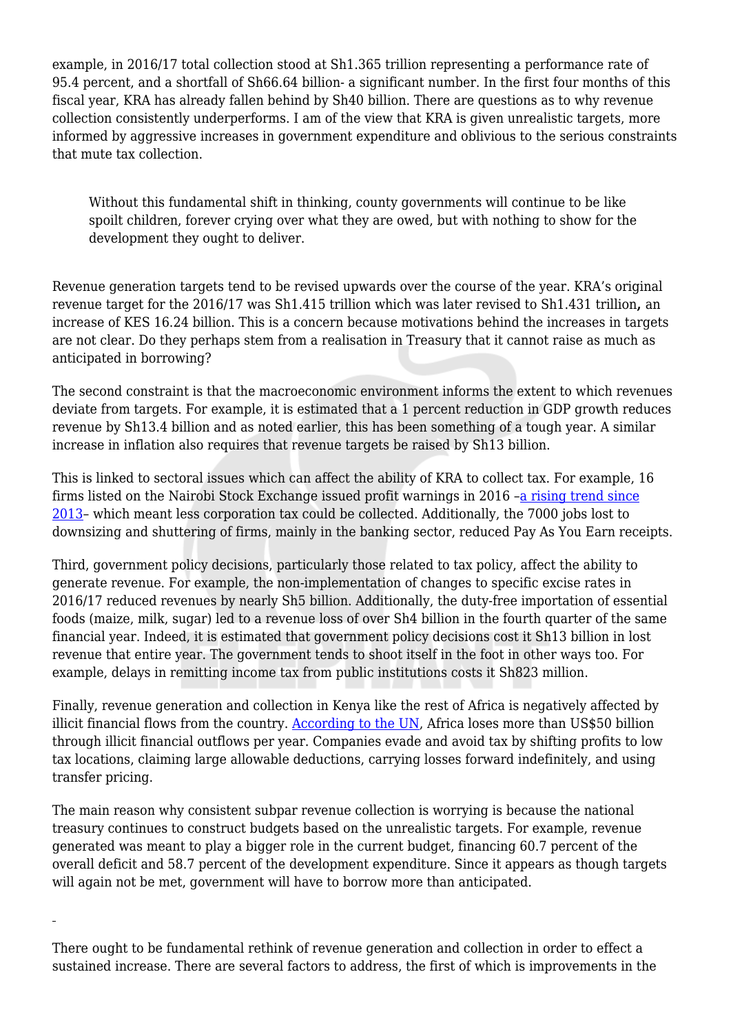example, in 2016/17 total collection stood at Sh1.365 trillion representing a performance rate of 95.4 percent, and a shortfall of Sh66.64 billion- a significant number. In the first four months of this fiscal year, KRA has already fallen behind by Sh40 billion. There are questions as to why revenue collection consistently underperforms. I am of the view that KRA is given unrealistic targets, more informed by aggressive increases in government expenditure and oblivious to the serious constraints that mute tax collection.

> Without this fundamental shift in thinking, county governments will continue to be like spoilt children, forever crying over what they are owed, but with nothing to show for the development they ought to deliver.

Revenue generation targets tend to be revised upwards over the course of the year. KRA's original revenue target for the 2016/17 was Sh1.415 trillion which was later revised to Sh1.431 trillion**,** an increase of KES 16.24 billion. This is a concern because motivations behind the increases in targets are not clear. Do they perhaps stem from a realisation in Treasury that it cannot raise as much as anticipated in borrowing?

The second constraint is that the macroeconomic environment informs the extent to which revenues deviate from targets. For example, it is estimated that a 1 percent reduction in GDP growth reduces revenue by Sh13.4 billion and as noted earlier, this has been something of a tough year. A similar increase in inflation also requires that revenue targets be raised by Sh13 billion.

This is linked to sectoral issues which can affect the ability of KRA to collect tax. For example, 16 firms listed on the Nairobi Stock Exchange issued profit warnings in 2016 –a rising trend since 2013– which meant less corporation tax could be collected. Additionally, the 7000 jobs lost to downsizing and shuttering of firms, mainly in the banking sector, reduced Pay As You Earn receipts.

Third, government policy decisions, particularly those related to tax policy, affect the ability to generate revenue. For example, the non-implementation of changes to specific excise rates in 2016/17 reduced revenues by nearly Sh5 billion. Additionally, the duty-free importation of essential foods (maize, milk, sugar) led to a revenue loss of over Sh4 billion in the fourth quarter of the same financial year. Indeed, it is estimated that government policy decisions cost it Sh13 billion in lost revenue that entire year. The government tends to shoot itself in the foot in other ways too. For example, delays in remitting income tax from public institutions costs it Sh823 million.

Finally, revenue generation and collection in Kenya like the rest of Africa is negatively affected by illicit financial flows from the country. According to the UN, Africa loses more than US$50 billion through illicit financial outflows per year. Companies evade and avoid tax by shifting profits to low tax locations, claiming large allowable deductions, carrying losses forward indefinitely, and using transfer pricing.

The main reason why consistent subpar revenue collection is worrying is because the national treasury continues to construct budgets based on the unrealistic targets. For example, revenue generated was meant to play a bigger role in the current budget, financing 60.7 percent of the overall deficit and 58.7 percent of the development expenditure. Since it appears as though targets will again not be met, government will have to borrow more than anticipated.

There ought to be fundamental rethink of revenue generation and collection in order to effect a sustained increase. There are several factors to address, the first of which is improvements in the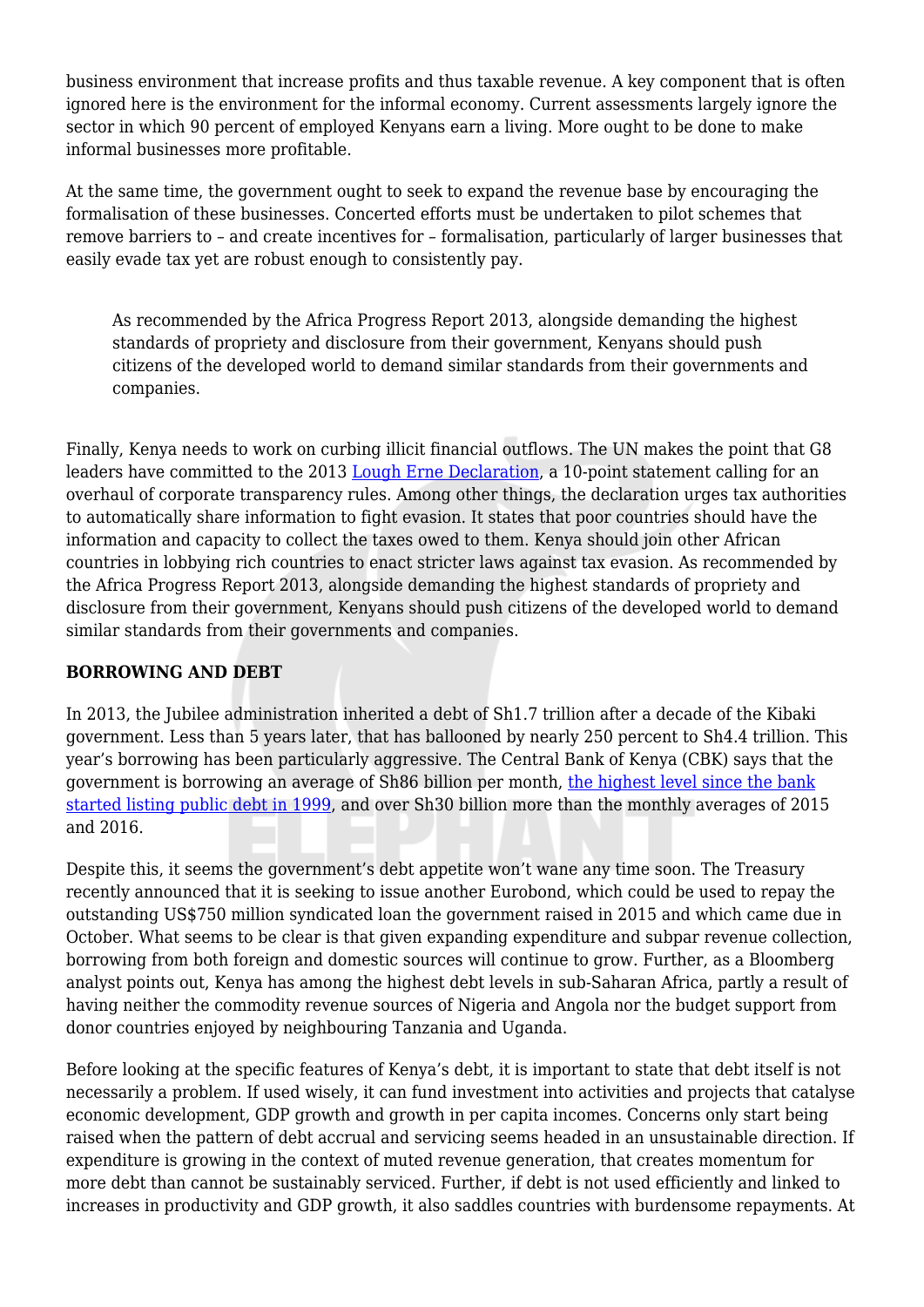business environment that increase profits and thus taxable revenue. A key component that is often ignored here is the environment for the informal economy. Current assessments largely ignore the sector in which 90 percent of employed Kenyans earn a living. More ought to be done to make informal businesses more profitable.

At the same time, the government ought to seek to expand the revenue base by encouraging the formalisation of these businesses. Concerted efforts must be undertaken to pilot schemes that remove barriers to – and create incentives for – formalisation, particularly of larger businesses that easily evade tax yet are robust enough to consistently pay.

> As recommended by the Africa Progress Report 2013, alongside demanding the highest standards of propriety and disclosure from their government, Kenyans should push citizens of the developed world to demand similar standards from their governments and companies.

Finally, Kenya needs to work on curbing illicit financial outflows. The UN makes the point that G8 leaders have committed to the 2013 Lough Erne Declaration, a 10-point statement calling for an overhaul of corporate transparency rules. Among other things, the declaration urges tax authorities to automatically share information to fight evasion. It states that poor countries should have the information and capacity to collect the taxes owed to them. Kenya should join other African countries in lobbying rich countries to enact stricter laws against tax evasion. As recommended by the Africa Progress Report 2013, alongside demanding the highest standards of propriety and disclosure from their government, Kenyans should push citizens of the developed world to demand similar standards from their governments and companies.

**BORROWING AND DEBT**

In 2013, the Jubilee administration inherited a debt of Sh1.7 trillion after a decade of the Kibaki government. Less than 5 years later, that has ballooned by nearly 250 percent to Sh4.4 trillion. This year's borrowing has been particularly aggressive. The Central Bank of Kenya (CBK) says that the government is borrowing an average of Sh86 billion per month, the highest level since the bank started listing public debt in 1999, and over Sh30 billion more than the monthly averages of 2015 and 2016.

Despite this, it seems the government's debt appetite won't wane any time soon. The Treasury recently announced that it is seeking to issue another Eurobond, which could be used to repay the outstanding US$750 million syndicated loan the government raised in 2015 and which came due in October. What seems to be clear is that given expanding expenditure and subpar revenue collection, borrowing from both foreign and domestic sources will continue to grow. Further, as a Bloomberg analyst points out, Kenya has among the highest debt levels in sub-Saharan Africa, partly a result of having neither the commodity revenue sources of Nigeria and Angola nor the budget support from donor countries enjoyed by neighbouring Tanzania and Uganda.

Before looking at the specific features of Kenya's debt, it is important to state that debt itself is not necessarily a problem. If used wisely, it can fund investment into activities and projects that catalyse economic development, GDP growth and growth in per capita incomes. Concerns only start being raised when the pattern of debt accrual and servicing seems headed in an unsustainable direction. If expenditure is growing in the context of muted revenue generation, that creates momentum for more debt than cannot be sustainably serviced. Further, if debt is not used efficiently and linked to increases in productivity and GDP growth, it also saddles countries with burdensome repayments. At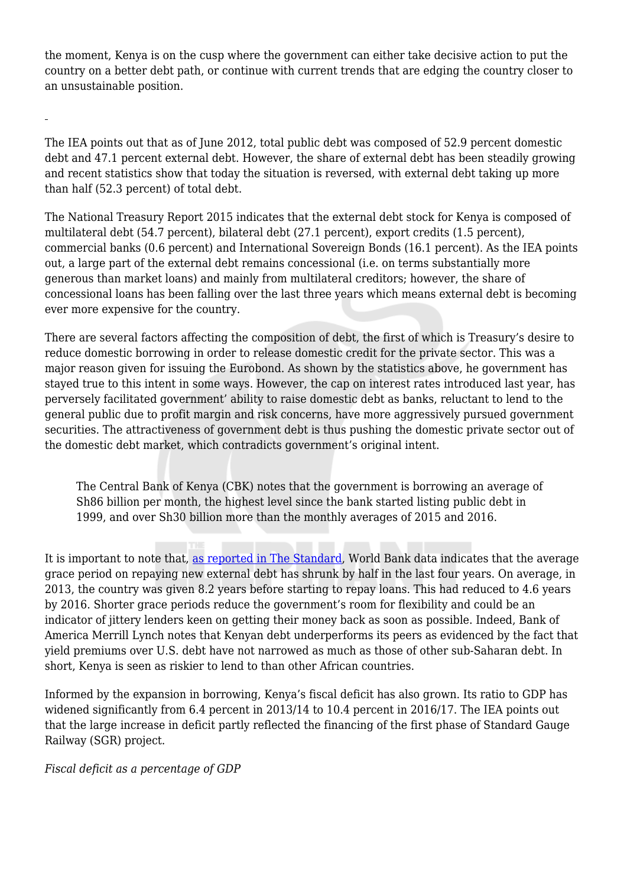the moment, Kenya is on the cusp where the government can either take decisive action to put the country on a better debt path, or continue with current trends that are edging the country closer to an unsustainable position.

The IEA points out that as of June 2012, total public debt was composed of 52.9 percent domestic debt and 47.1 percent external debt. However, the share of external debt has been steadily growing and recent statistics show that today the situation is reversed, with external debt taking up more than half (52.3 percent) of total debt.

The National Treasury Report 2015 indicates that the external debt stock for Kenya is composed of multilateral debt (54.7 percent), bilateral debt (27.1 percent), export credits (1.5 percent), commercial banks (0.6 percent) and International Sovereign Bonds (16.1 percent). As the IEA points out, a large part of the external debt remains concessional (i.e. on terms substantially more generous than market loans) and mainly from multilateral creditors; however, the share of concessional loans has been falling over the last three years which means external debt is becoming ever more expensive for the country.

There are several factors affecting the composition of debt, the first of which is Treasury's desire to reduce domestic borrowing in order to release domestic credit for the private sector. This was a major reason given for issuing the Eurobond. As shown by the statistics above, he government has stayed true to this intent in some ways. However, the cap on interest rates introduced last year, has perversely facilitated government' ability to raise domestic debt as banks, reluctant to lend to the general public due to profit margin and risk concerns, have more aggressively pursued government securities. The attractiveness of government debt is thus pushing the domestic private sector out of the domestic debt market, which contradicts government's original intent.

> The Central Bank of Kenya (CBK) notes that the government is borrowing an average of Sh86 billion per month, the highest level since the bank started listing public debt in 1999, and over Sh30 billion more than the monthly averages of 2015 and 2016.

It is important to note that, [as reported in The Standard](), World Bank data indicates that the average grace period on repaying new external debt has shrunk by half in the last four years. On average, in 2013, the country was given 8.2 years before starting to repay loans. This had reduced to 4.6 years by 2016. Shorter grace periods reduce the government's room for flexibility and could be an indicator of jittery lenders keen on getting their money back as soon as possible. Indeed, Bank of America Merrill Lynch notes that Kenyan debt underperforms its peers as evidenced by the fact that yield premiums over U.S. debt have not narrowed as much as those of other sub-Saharan debt. In short, Kenya is seen as riskier to lend to than other African countries.

Informed by the expansion in borrowing, Kenya's fiscal deficit has also grown. Its ratio to GDP has widened significantly from 6.4 percent in 2013/14 to 10.4 percent in 2016/17. The IEA points out that the large increase in deficit partly reflected the financing of the first phase of Standard Gauge Railway (SGR) project.

*Fiscal deficit as a percentage of GDP*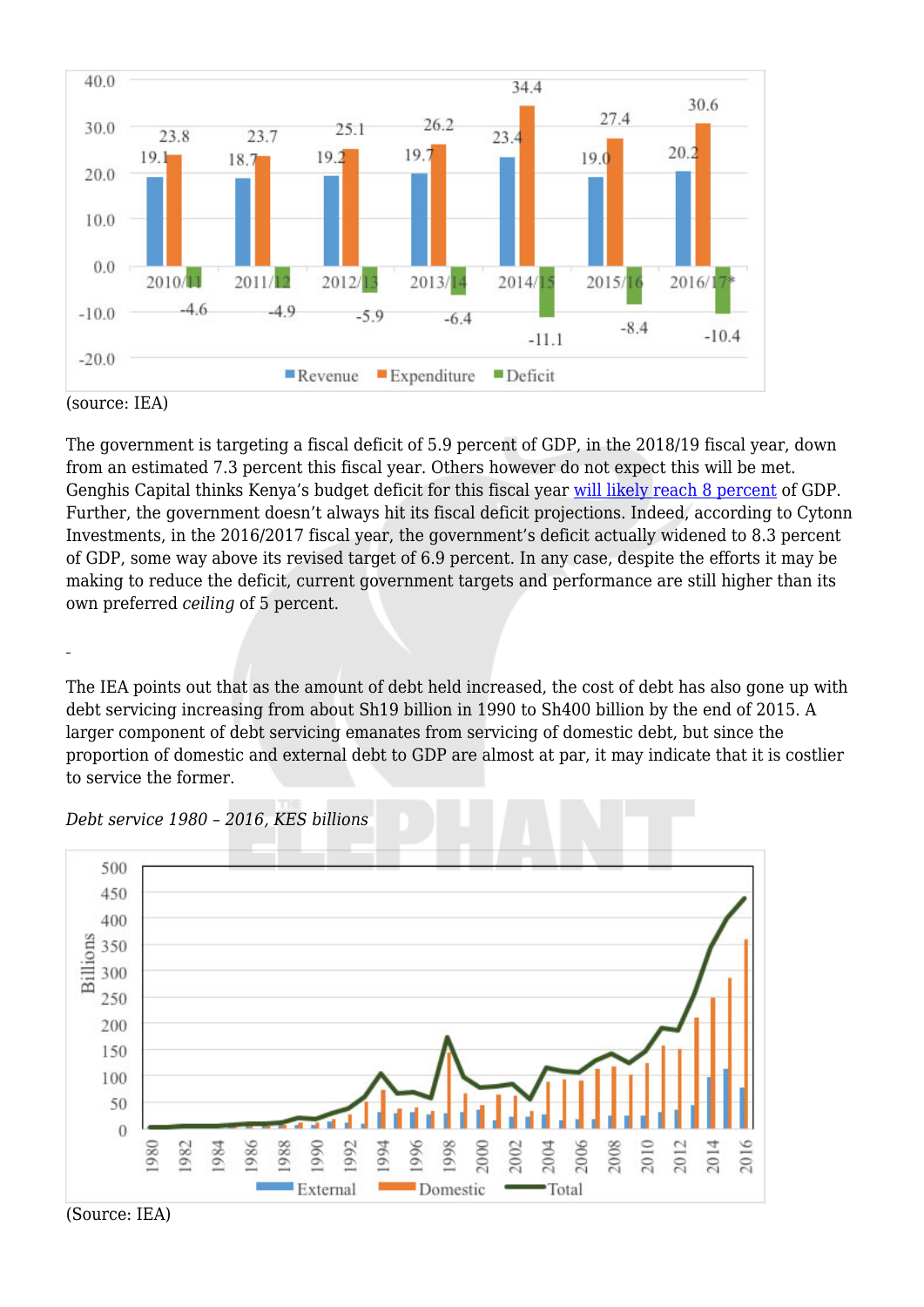(source: IEA)

The government is targeting a fiscal deficit of 5.9 percent of GDP, in the 2018/19 fiscal year, down from an estimated 7.3 percent this fiscal year. Others however do not expect this will be met. Genghis Capital thinks Kenya's budget deficit for this fiscal year will likely reach 8 percent of GDP. Further, the government doesn't always hit its fiscal deficit projections. Indeed, according to Cytonn Investments, in the 2016/2017 fiscal year, the government's deficit actually widened to 8.3 percent of GDP, some way above its revised target of 6.9 percent. In any case, despite the efforts it may be making to reduce the deficit, current government targets and performance are still higher than its own preferred *ceiling* of 5 percent.

-

The IEA points out that as the amount of debt held increased, the cost of debt has also gone up with debt servicing increasing from about Sh19 billion in 1990 to Sh400 billion by the end of 2015. A larger component of debt servicing emanates from servicing of domestic debt, but since the proportion of domestic and external debt to GDP are almost at par, it may indicate that it is costlier to service the former.

*Debt service 1980 – 2016, KES billions*

(Source: IEA)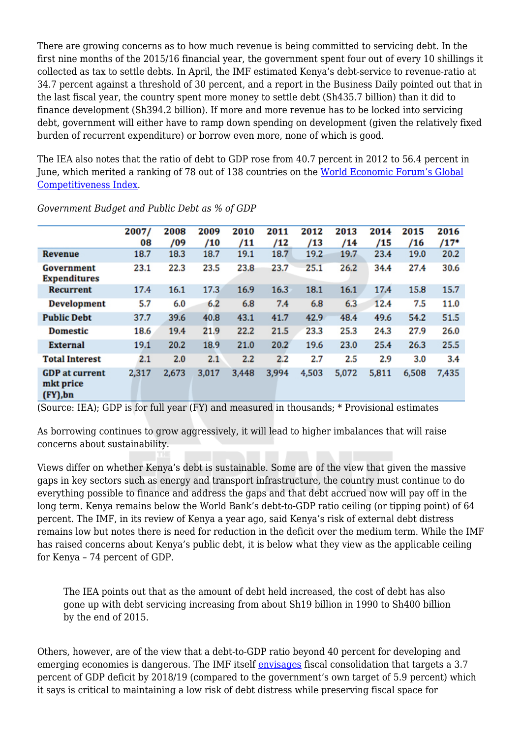There are growing concerns as to how much revenue is being committed to servicing debt. In the first nine months of the 2015/16 financial year, the government spent four out of every 10 shillings it collected as tax to settle debts. In April, the IMF estimated Kenya's debt-service to revenue-ratio at 34.7 percent against a threshold of 30 percent, and a report in the Business Daily pointed out that in the last fiscal year, the country spent more money to settle debt (Sh435.7 billion) than it did to finance development (Sh394.2 billion). If more and more revenue has to be locked into servicing debt, government will either have to ramp down spending on development (given the relatively fixed burden of recurrent expenditure) or borrow even more, none of which is good.

The IEA also notes that the ratio of debt to GDP rose from 40.7 percent in 2012 to 56.4 percent in June, which merited a ranking of 78 out of 138 countries on the [World Economic Forum's Global Competitiveness Index]().

*Government Budget and Public Debt as % of GDP*

| | 2007/08 | 2008/09 | 2009/10 | 2010/11 | 2011/12 | 2012/13 | 2013/14 | 2014/15 | 2015/16 | 2016/17* |
|---|---|---|---|---|---|---|---|---|---|---|
| **Revenue** | 18.7 | 18.3 | 18.7 | 19.1 | 18.7 | 19.2 | 19.7 | 23.4 | 19.0 | 20.2 |
| **Government Expenditures** | 23.1 | 22.3 | 23.5 | 23.8 | 23.7 | 25.1 | 26.2 | 34.4 | 27.4 | 30.6 |
| **Recurrent** | 17.4 | 16.1 | 17.3 | 16.9 | 16.3 | 18.1 | 16.1 | 17.4 | 15.8 | 15.7 |
| **Development** | 5.7 | 6.0 | 6.2 | 6.8 | 7.4 | 6.8 | 6.3 | 12.4 | 7.5 | 11.0 |
| **Public Debt** | 37.7 | 39.6 | 40.8 | 43.1 | 41.7 | 42.9 | 48.4 | 49.6 | 54.2 | 51.5 |
| **Domestic** | 18.6 | 19.4 | 21.9 | 22.2 | 21.5 | 23.3 | 25.3 | 24.3 | 27.9 | 26.0 |
| **External** | 19.1 | 20.2 | 18.9 | 21.0 | 20.2 | 19.6 | 23.0 | 25.4 | 26.3 | 25.5 |
| **Total Interest** | 2.1 | 2.0 | 2.1 | 2.2 | 2.2 | 2.7 | 2.5 | 2.9 | 3.0 | 3.4 |
| **GDP at current mkt price (FY),bn** | 2,317 | 2,673 | 3,017 | 3,448 | 3,994 | 4,503 | 5,072 | 5,811 | 6,508 | 7,435 |

(Source: IEA); GDP is for full year (FY) and measured in thousands; * Provisional estimates

As borrowing continues to grow aggressively, it will lead to higher imbalances that will raise concerns about sustainability.

Views differ on whether Kenya's debt is sustainable. Some are of the view that given the massive gaps in key sectors such as energy and transport infrastructure, the country must continue to do everything possible to finance and address the gaps and that debt accrued now will pay off in the long term. Kenya remains below the World Bank's debt-to-GDP ratio ceiling (or tipping point) of 64 percent. The IMF, in its review of Kenya a year ago, said Kenya's risk of external debt distress remains low but notes there is need for reduction in the deficit over the medium term. While the IMF has raised concerns about Kenya's public debt, it is below what they view as the applicable ceiling for Kenya – 74 percent of GDP.

> The IEA points out that as the amount of debt held increased, the cost of debt has also gone up with debt servicing increasing from about Sh19 billion in 1990 to Sh400 billion by the end of 2015.

Others, however, are of the view that a debt-to-GDP ratio beyond 40 percent for developing and emerging economies is dangerous. The IMF itself [envisages]() fiscal consolidation that targets a 3.7 percent of GDP deficit by 2018/19 (compared to the government's own target of 5.9 percent) which it says is critical to maintaining a low risk of debt distress while preserving fiscal space for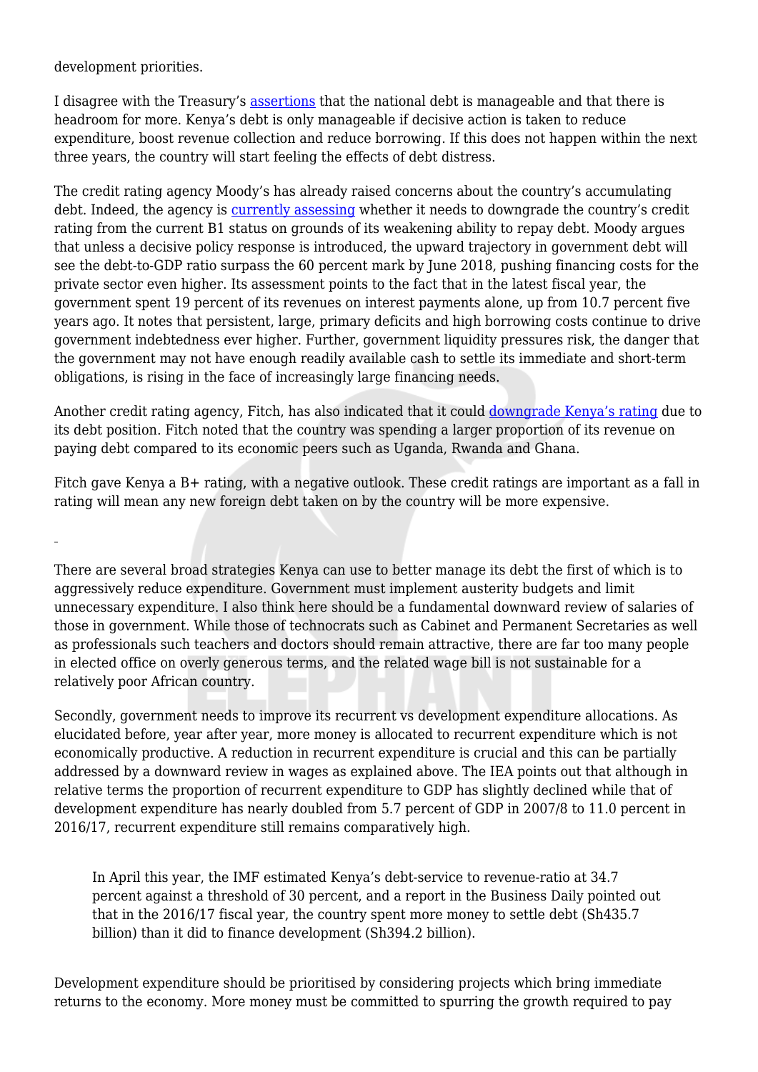development priorities.

I disagree with the Treasury's assertions that the national debt is manageable and that there is headroom for more. Kenya's debt is only manageable if decisive action is taken to reduce expenditure, boost revenue collection and reduce borrowing. If this does not happen within the next three years, the country will start feeling the effects of debt distress.

The credit rating agency Moody's has already raised concerns about the country's accumulating debt. Indeed, the agency is currently assessing whether it needs to downgrade the country's credit rating from the current B1 status on grounds of its weakening ability to repay debt. Moody argues that unless a decisive policy response is introduced, the upward trajectory in government debt will see the debt-to-GDP ratio surpass the 60 percent mark by June 2018, pushing financing costs for the private sector even higher. Its assessment points to the fact that in the latest fiscal year, the government spent 19 percent of its revenues on interest payments alone, up from 10.7 percent five years ago. It notes that persistent, large, primary deficits and high borrowing costs continue to drive government indebtedness ever higher. Further, government liquidity pressures risk, the danger that the government may not have enough readily available cash to settle its immediate and short-term obligations, is rising in the face of increasingly large financing needs.

Another credit rating agency, Fitch, has also indicated that it could downgrade Kenya's rating due to its debt position. Fitch noted that the country was spending a larger proportion of its revenue on paying debt compared to its economic peers such as Uganda, Rwanda and Ghana.

Fitch gave Kenya a B+ rating, with a negative outlook. These credit ratings are important as a fall in rating will mean any new foreign debt taken on by the country will be more expensive.

There are several broad strategies Kenya can use to better manage its debt the first of which is to aggressively reduce expenditure. Government must implement austerity budgets and limit unnecessary expenditure. I also think here should be a fundamental downward review of salaries of those in government. While those of technocrats such as Cabinet and Permanent Secretaries as well as professionals such teachers and doctors should remain attractive, there are far too many people in elected office on overly generous terms, and the related wage bill is not sustainable for a relatively poor African country.

Secondly, government needs to improve its recurrent vs development expenditure allocations. As elucidated before, year after year, more money is allocated to recurrent expenditure which is not economically productive. A reduction in recurrent expenditure is crucial and this can be partially addressed by a downward review in wages as explained above. The IEA points out that although in relative terms the proportion of recurrent expenditure to GDP has slightly declined while that of development expenditure has nearly doubled from 5.7 percent of GDP in 2007/8 to 11.0 percent in 2016/17, recurrent expenditure still remains comparatively high.

> In April this year, the IMF estimated Kenya's debt-service to revenue-ratio at 34.7 percent against a threshold of 30 percent, and a report in the Business Daily pointed out that in the 2016/17 fiscal year, the country spent more money to settle debt (Sh435.7 billion) than it did to finance development (Sh394.2 billion).

Development expenditure should be prioritised by considering projects which bring immediate returns to the economy. More money must be committed to spurring the growth required to pay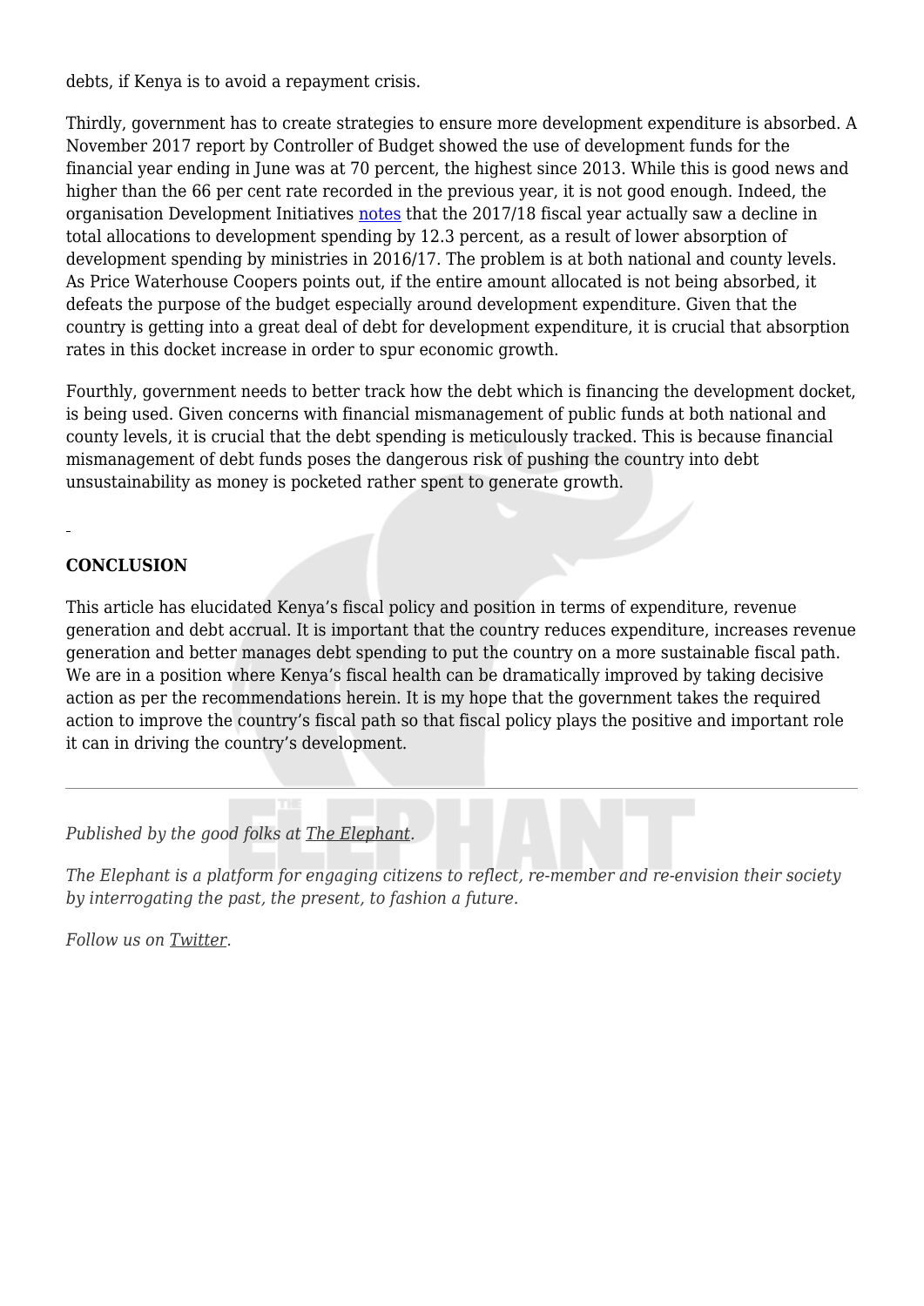debts, if Kenya is to avoid a repayment crisis.

Thirdly, government has to create strategies to ensure more development expenditure is absorbed. A November 2017 report by Controller of Budget showed the use of development funds for the financial year ending in June was at 70 percent, the highest since 2013. While this is good news and higher than the 66 per cent rate recorded in the previous year, it is not good enough. Indeed, the organisation Development Initiatives [notes] that the 2017/18 fiscal year actually saw a decline in total allocations to development spending by 12.3 percent, as a result of lower absorption of development spending by ministries in 2016/17. The problem is at both national and county levels. As Price Waterhouse Coopers points out, if the entire amount allocated is not being absorbed, it defeats the purpose of the budget especially around development expenditure. Given that the country is getting into a great deal of debt for development expenditure, it is crucial that absorption rates in this docket increase in order to spur economic growth.

Fourthly, government needs to better track how the debt which is financing the development docket, is being used. Given concerns with financial mismanagement of public funds at both national and county levels, it is crucial that the debt spending is meticulously tracked. This is because financial mismanagement of debt funds poses the dangerous risk of pushing the country into debt unsustainability as money is pocketed rather spent to generate growth.

## CONCLUSION

This article has elucidated Kenya's fiscal policy and position in terms of expenditure, revenue generation and debt accrual. It is important that the country reduces expenditure, increases revenue generation and better manages debt spending to put the country on a more sustainable fiscal path. We are in a position where Kenya's fiscal health can be dramatically improved by taking decisive action as per the recommendations herein. It is my hope that the government takes the required action to improve the country's fiscal path so that fiscal policy plays the positive and important role it can in driving the country's development.

---

*Published by the good folks at The Elephant.*

*The Elephant is a platform for engaging citizens to reflect, re-member and re-envision their society by interrogating the past, the present, to fashion a future.*

*Follow us on Twitter.*